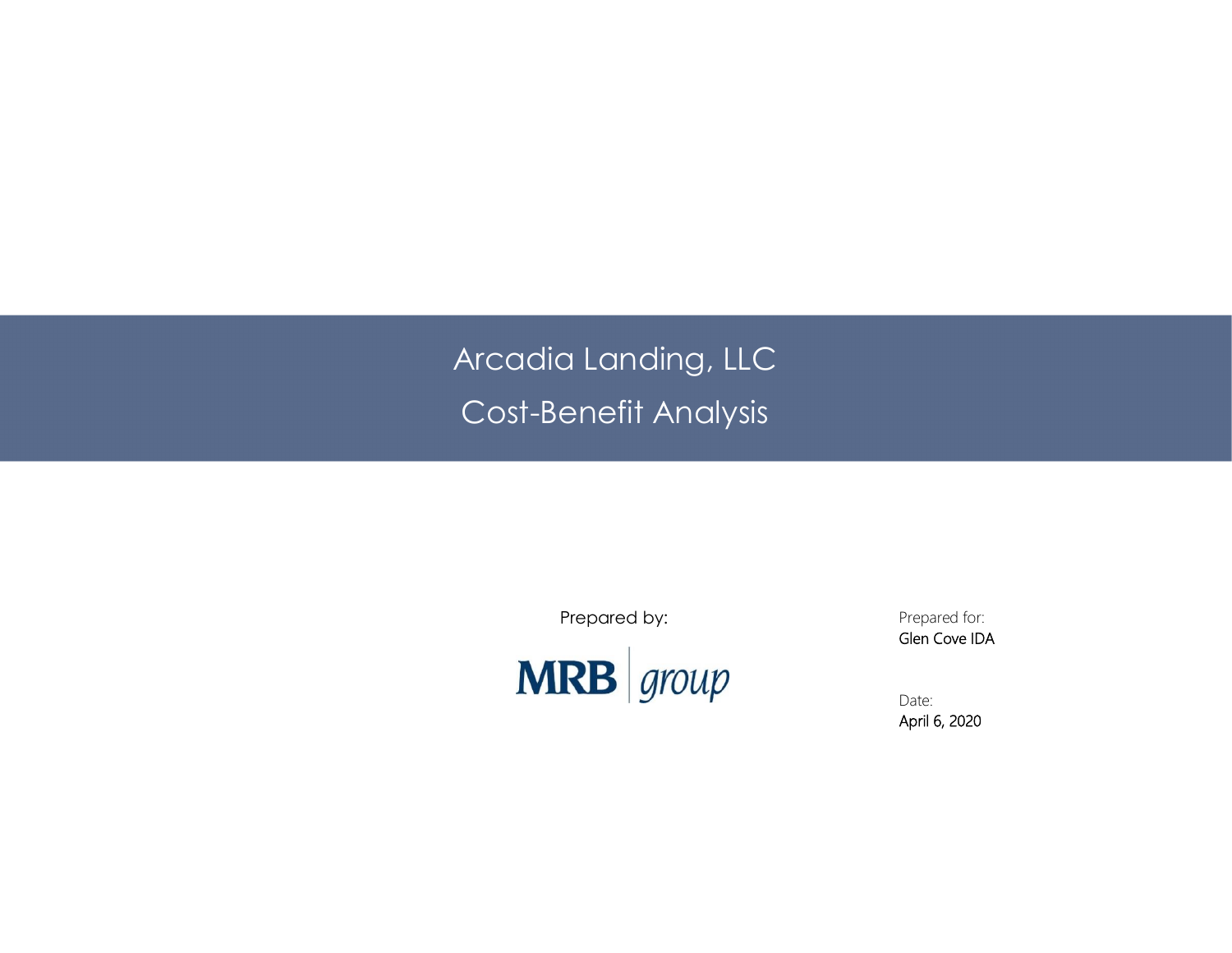# Arcadia Landing, LLC

# Cost-Benefit Analysis

Prepared by:

MRB group

Prepared for:
Glen Cove IDA

Date:
April 6, 2020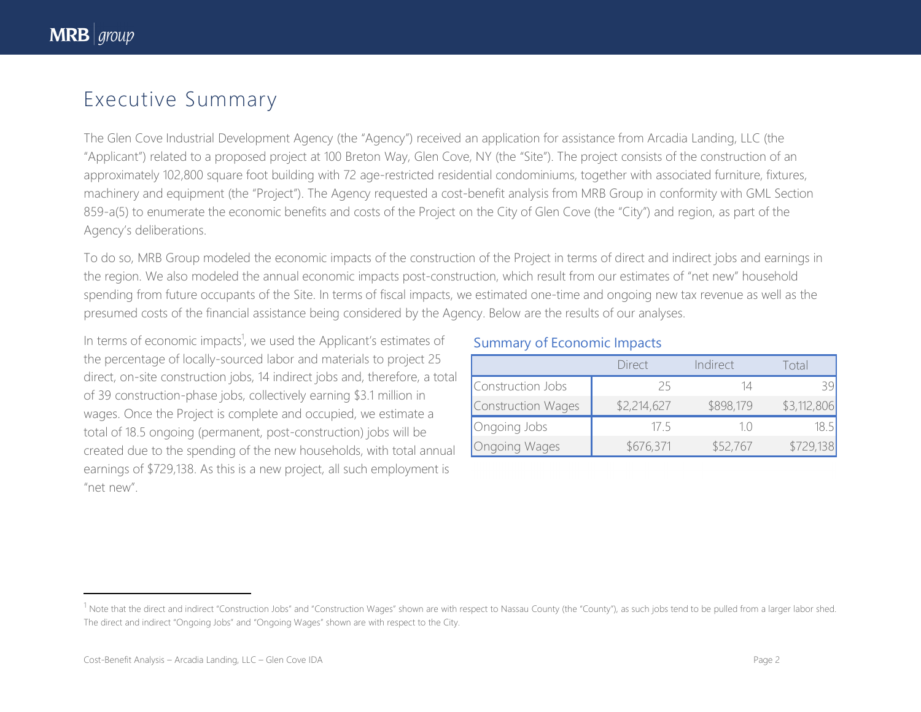# Executive Summary

The Glen Cove Industrial Development Agency (the "Agency") received an application for assistance from Arcadia Landing, LLC (the "Applicant") related to a proposed project at 100 Breton Way, Glen Cove, NY (the "Site"). The project consists of the construction of an approximately 102,800 square foot building with 72 age-restricted residential condominiums, together with associated furniture, fixtures, machinery and equipment (the "Project"). The Agency requested a cost-benefit analysis from MRB Group in conformity with GML Section 859-a(5) to enumerate the economic benefits and costs of the Project on the City of Glen Cove (the "City") and region, as part of the Agency's deliberations.

To do so, MRB Group modeled the economic impacts of the construction of the Project in terms of direct and indirect jobs and earnings in the region. We also modeled the annual economic impacts post-construction, which result from our estimates of "net new" household spending from future occupants of the Site. In terms of fiscal impacts, we estimated one-time and ongoing new tax revenue as well as the presumed costs of the financial assistance being considered by the Agency. Below are the results of our analyses.

In terms of economic impacts[1], we used the Applicant's estimates of the percentage of locally-sourced labor and materials to project 25 direct, on-site construction jobs, 14 indirect jobs and, therefore, a total of 39 construction-phase jobs, collectively earning $3.1 million in wages. Once the Project is complete and occupied, we estimate a total of 18.5 ongoing (permanent, post-construction) jobs will be created due to the spending of the new households, with total annual earnings of $729,138. As this is a new project, all such employment is "net new".

### Summary of Economic Impacts

| | Direct | Indirect | Total |
|---|---|---|---|
| Construction Jobs | 25 | 14 | 39 |
| Construction Wages | $2,214,627 | $898,179 | $3,112,806 |
| Ongoing Jobs | 17.5 | 1.0 | 18.5 |
| Ongoing Wages | $676,371 | $52,767 | $729,138 |

[1] Note that the direct and indirect "Construction Jobs" and "Construction Wages" shown are with respect to Nassau County (the "County"), as such jobs tend to be pulled from a larger labor shed. The direct and indirect "Ongoing Jobs" and "Ongoing Wages" shown are with respect to the City.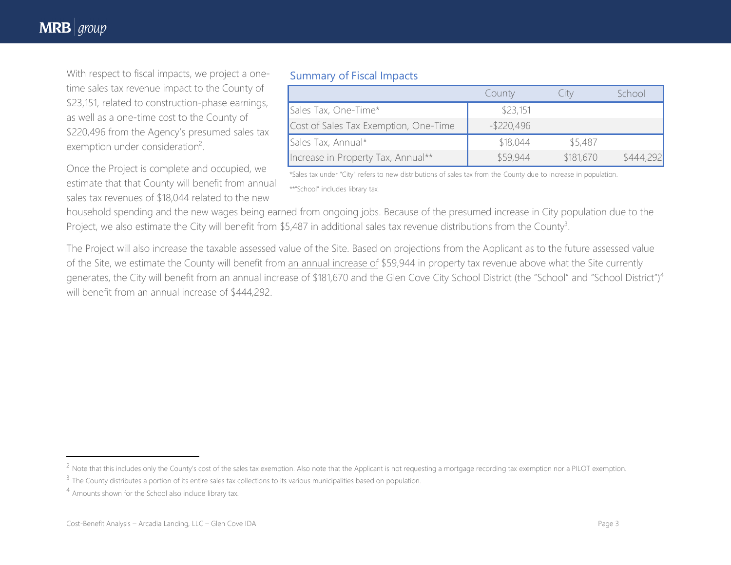With respect to fiscal impacts, we project a one-time sales tax revenue impact to the County of $23,151, related to construction-phase earnings, as well as a one-time cost to the County of $220,496 from the Agency's presumed sales tax exemption under consideration[2].

Once the Project is complete and occupied, we estimate that that County will benefit from annual sales tax revenues of $18,044 related to the new household spending and the new wages being earned from ongoing jobs. Because of the presumed increase in City population due to the Project, we also estimate the City will benefit from $5,487 in additional sales tax revenue distributions from the County[3].

### Summary of Fiscal Impacts

| | County | City | School |
|---|---|---|---|
| Sales Tax, One-Time* | $23,151 | | |
| Cost of Sales Tax Exemption, One-Time | -$220,496 | | |
| Sales Tax, Annual* | $18,044 | $5,487 | |
| Increase in Property Tax, Annual** | $59,944 | $181,670 | $444,292 |

*Sales tax under "City" refers to new distributions of sales tax from the County due to increase in population.

**"School" includes library tax.

The Project will also increase the taxable assessed value of the Site. Based on projections from the Applicant as to the future assessed value of the Site, we estimate the County will benefit from an annual increase of $59,944 in property tax revenue above what the Site currently generates, the City will benefit from an annual increase of $181,670 and the Glen Cove City School District (the "School" and "School District")[4] will benefit from an annual increase of $444,292.

[2] Note that this includes only the County's cost of the sales tax exemption. Also note that the Applicant is not requesting a mortgage recording tax exemption nor a PILOT exemption.

[3] The County distributes a portion of its entire sales tax collections to its various municipalities based on population.

[4] Amounts shown for the School also include library tax.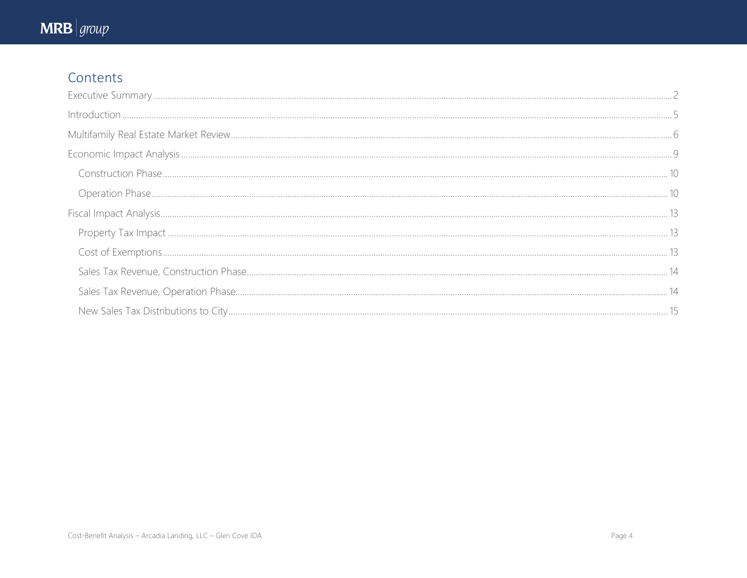## Contents

Executive Summary ..... 2

Introduction ..... 5

Multifamily Real Estate Market Review ..... 6

Economic Impact Analysis ..... 9

- Construction Phase ..... 10
- Operation Phase ..... 10

Fiscal Impact Analysis ..... 13

- Property Tax Impact ..... 13
- Cost of Exemptions ..... 13
- Sales Tax Revenue, Construction Phase ..... 14
- Sales Tax Revenue, Operation Phase ..... 14
- New Sales Tax Distributions to City ..... 15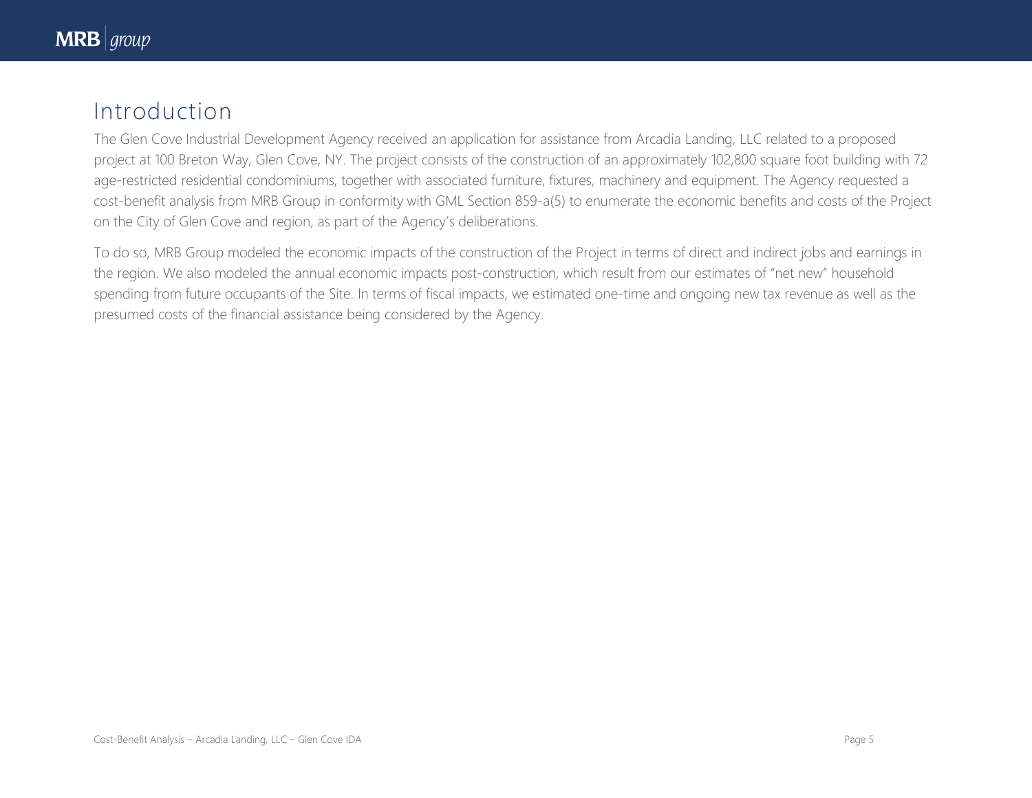# Introduction

The Glen Cove Industrial Development Agency received an application for assistance from Arcadia Landing, LLC related to a proposed project at 100 Breton Way, Glen Cove, NY. The project consists of the construction of an approximately 102,800 square foot building with 72 age-restricted residential condominiums, together with associated furniture, fixtures, machinery and equipment. The Agency requested a cost-benefit analysis from MRB Group in conformity with GML Section 859-a(5) to enumerate the economic benefits and costs of the Project on the City of Glen Cove and region, as part of the Agency's deliberations.

To do so, MRB Group modeled the economic impacts of the construction of the Project in terms of direct and indirect jobs and earnings in the region. We also modeled the annual economic impacts post-construction, which result from our estimates of "net new" household spending from future occupants of the Site. In terms of fiscal impacts, we estimated one-time and ongoing new tax revenue as well as the presumed costs of the financial assistance being considered by the Agency.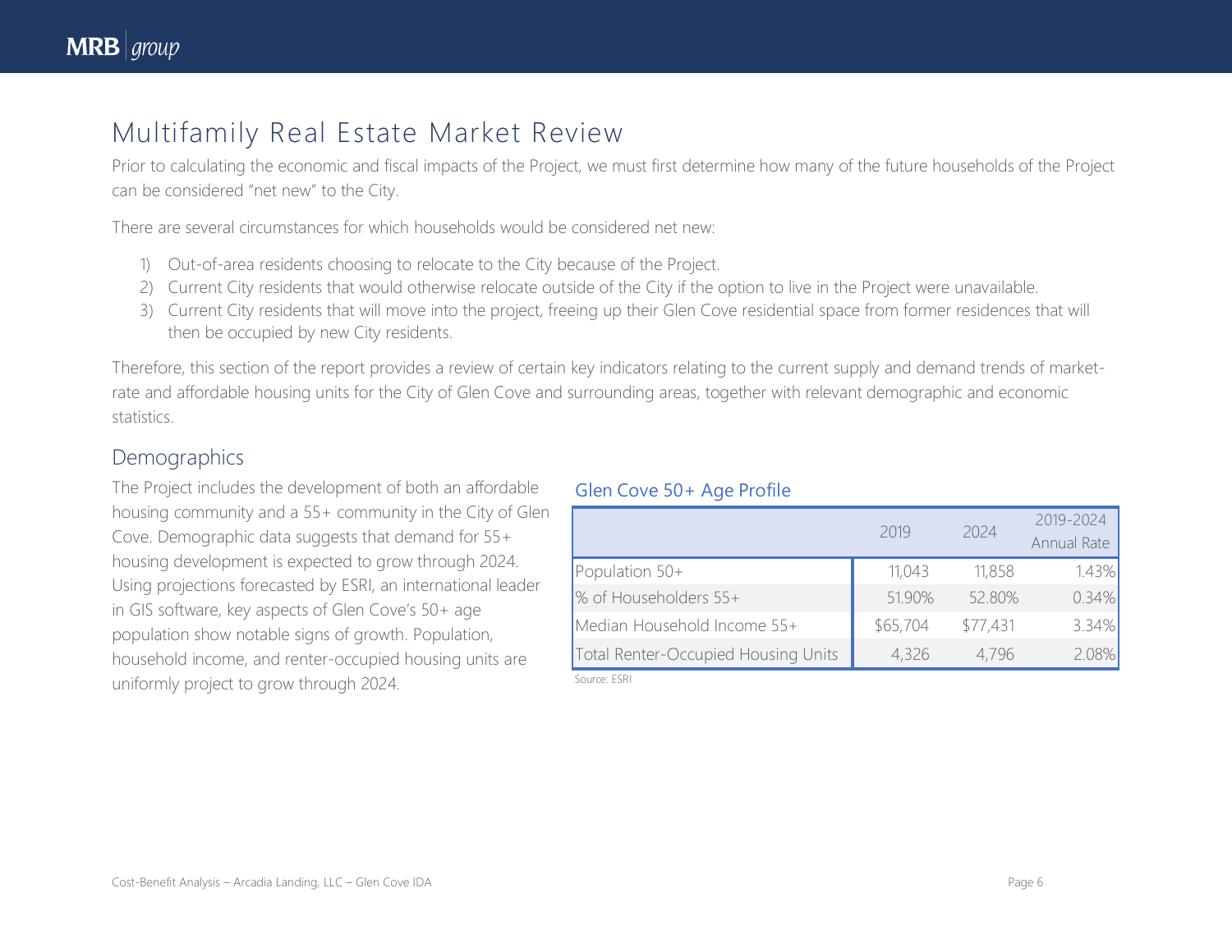# Multifamily Real Estate Market Review

Prior to calculating the economic and fiscal impacts of the Project, we must first determine how many of the future households of the Project can be considered "net new" to the City.

There are several circumstances for which households would be considered net new:

1) Out-of-area residents choosing to relocate to the City because of the Project.
2) Current City residents that would otherwise relocate outside of the City if the option to live in the Project were unavailable.
3) Current City residents that will move into the project, freeing up their Glen Cove residential space from former residences that will then be occupied by new City residents.

Therefore, this section of the report provides a review of certain key indicators relating to the current supply and demand trends of market-rate and affordable housing units for the City of Glen Cove and surrounding areas, together with relevant demographic and economic statistics.

## Demographics

The Project includes the development of both an affordable housing community and a 55+ community in the City of Glen Cove. Demographic data suggests that demand for 55+ housing development is expected to grow through 2024. Using projections forecasted by ESRI, an international leader in GIS software, key aspects of Glen Cove's 50+ age population show notable signs of growth. Population, household income, and renter-occupied housing units are uniformly project to grow through 2024.

### Glen Cove 50+ Age Profile

| | 2019 | 2024 | 2019-2024 Annual Rate |
|---|---|---|---|
| Population 50+ | 11,043 | 11,858 | 1.43% |
| % of Householders 55+ | 51.90% | 52.80% | 0.34% |
| Median Household Income 55+ | $65,704 | $77,431 | 3.34% |
| Total Renter-Occupied Housing Units | 4,326 | 4,796 | 2.08% |

Source: ESRI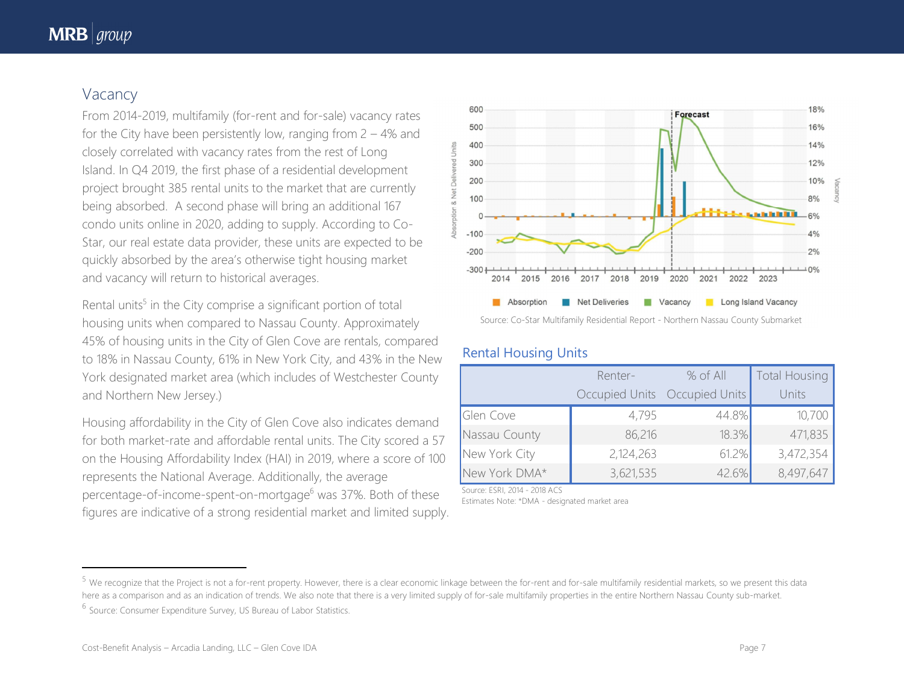## Vacancy

From 2014-2019, multifamily (for-rent and for-sale) vacancy rates for the City have been persistently low, ranging from 2 – 4% and closely correlated with vacancy rates from the rest of Long Island. In Q4 2019, the first phase of a residential development project brought 385 rental units to the market that are currently being absorbed. A second phase will bring an additional 167 condo units online in 2020, adding to supply. According to Co-Star, our real estate data provider, these units are expected to be quickly absorbed by the area's otherwise tight housing market and vacancy will return to historical averages.

Rental units[5] in the City comprise a significant portion of total housing units when compared to Nassau County. Approximately 45% of housing units in the City of Glen Cove are rentals, compared to 18% in Nassau County, 61% in New York City, and 43% in the New York designated market area (which includes of Westchester County and Northern New Jersey.)

Housing affordability in the City of Glen Cove also indicates demand for both market-rate and affordable rental units. The City scored a 57 on the Housing Affordability Index (HAI) in 2019, where a score of 100 represents the National Average. Additionally, the average percentage-of-income-spent-on-mortgage[6] was 37%. Both of these figures are indicative of a strong residential market and limited supply.

Forecast

Absorption & Net Delivered Units: 600, 500, 400, 300, 200, 100, 0, -100, -200, -300

Vacancy: 18%, 16%, 14%, 12%, 10%, 8%, 6%, 4%, 2%, 0%

2014 2015 2016 2017 2018 2019 2020 2021 2022 2023

Absorption, Net Deliveries, Vacancy, Long Island Vacancy

Source: Co-Star Multifamily Residential Report - Northern Nassau County Submarket

### Rental Housing Units

| | Renter-Occupied Units | % of All Occupied Units | Total Housing Units |
|---|---|---|---|
| Glen Cove | 4,795 | 44.8% | 10,700 |
| Nassau County | 86,216 | 18.3% | 471,835 |
| New York City | 2,124,263 | 61.2% | 3,472,354 |
| New York DMA* | 3,621,535 | 42.6% | 8,497,647 |

Source: ESRI, 2014 - 2018 ACS
Estimates Note: *DMA - designated market area

---

[5] We recognize that the Project is not a for-rent property. However, there is a clear economic linkage between the for-rent and for-sale multifamily residential markets, so we present this data here as a comparison and as an indication of trends. We also note that there is a very limited supply of for-sale multifamily properties in the entire Northern Nassau County sub-market.

[6] Source: Consumer Expenditure Survey, US Bureau of Labor Statistics.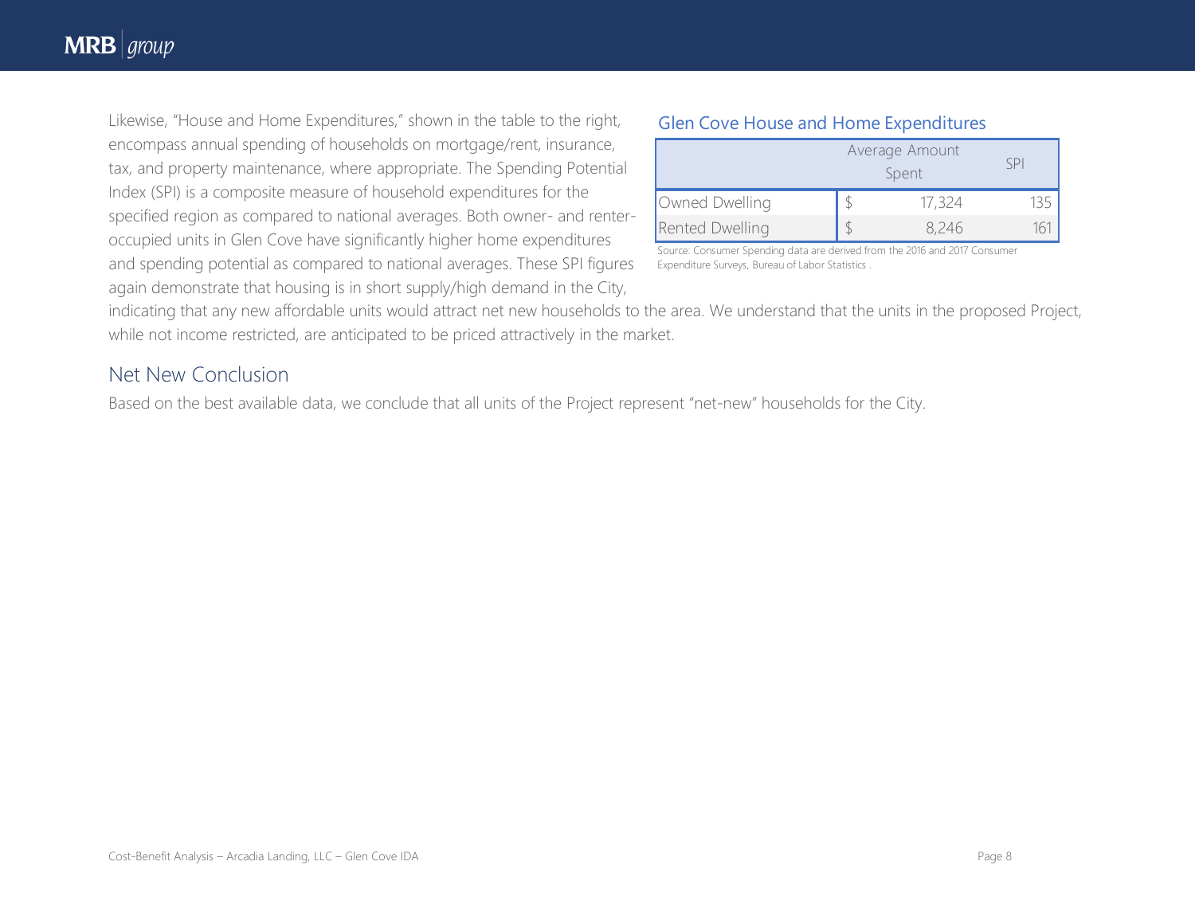Likewise, "House and Home Expenditures," shown in the table to the right, encompass annual spending of households on mortgage/rent, insurance, tax, and property maintenance, where appropriate. The Spending Potential Index (SPI) is a composite measure of household expenditures for the specified region as compared to national averages. Both owner- and renter-occupied units in Glen Cove have significantly higher home expenditures and spending potential as compared to national averages. These SPI figures again demonstrate that housing is in short supply/high demand in the City, indicating that any new affordable units would attract net new households to the area. We understand that the units in the proposed Project, while not income restricted, are anticipated to be priced attractively in the market.

### Glen Cove House and Home Expenditures

| | Average Amount Spent | SPI |
|---|---|---|
| Owned Dwelling | $ 17,324 | 135 |
| Rented Dwelling | $ 8,246 | 161 |

Source: Consumer Spending data are derived from the 2016 and 2017 Consumer Expenditure Surveys, Bureau of Labor Statistics .

## Net New Conclusion

Based on the best available data, we conclude that all units of the Project represent "net-new" households for the City.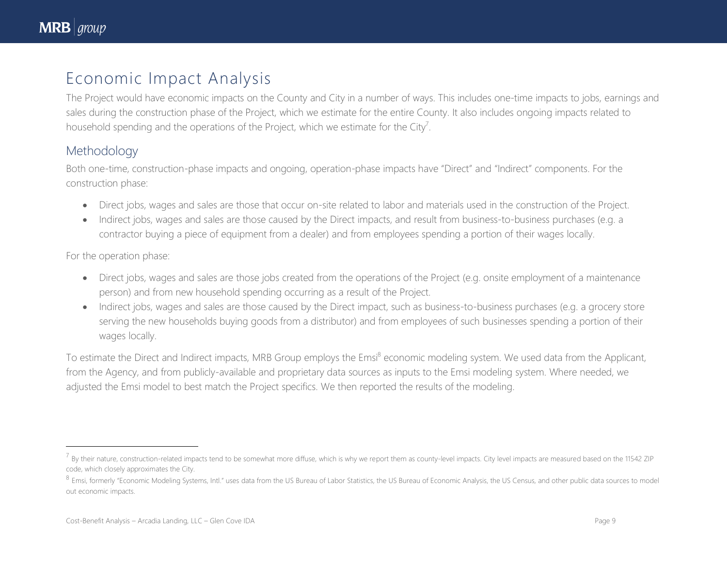# Economic Impact Analysis

The Project would have economic impacts on the County and City in a number of ways. This includes one-time impacts to jobs, earnings and sales during the construction phase of the Project, which we estimate for the entire County. It also includes ongoing impacts related to household spending and the operations of the Project, which we estimate for the City[7].

## Methodology

Both one-time, construction-phase impacts and ongoing, operation-phase impacts have "Direct" and "Indirect" components. For the construction phase:

- Direct jobs, wages and sales are those that occur on-site related to labor and materials used in the construction of the Project.
- Indirect jobs, wages and sales are those caused by the Direct impacts, and result from business-to-business purchases (e.g. a contractor buying a piece of equipment from a dealer) and from employees spending a portion of their wages locally.

For the operation phase:

- Direct jobs, wages and sales are those jobs created from the operations of the Project (e.g. onsite employment of a maintenance person) and from new household spending occurring as a result of the Project.
- Indirect jobs, wages and sales are those caused by the Direct impact, such as business-to-business purchases (e.g. a grocery store serving the new households buying goods from a distributor) and from employees of such businesses spending a portion of their wages locally.

To estimate the Direct and Indirect impacts, MRB Group employs the Emsi[8] economic modeling system. We used data from the Applicant, from the Agency, and from publicly-available and proprietary data sources as inputs to the Emsi modeling system. Where needed, we adjusted the Emsi model to best match the Project specifics. We then reported the results of the modeling.

---

[7] By their nature, construction-related impacts tend to be somewhat more diffuse, which is why we report them as county-level impacts. City level impacts are measured based on the 11542 ZIP code, which closely approximates the City.

[8] Emsi, formerly "Economic Modeling Systems, Intl." uses data from the US Bureau of Labor Statistics, the US Bureau of Economic Analysis, the US Census, and other public data sources to model out economic impacts.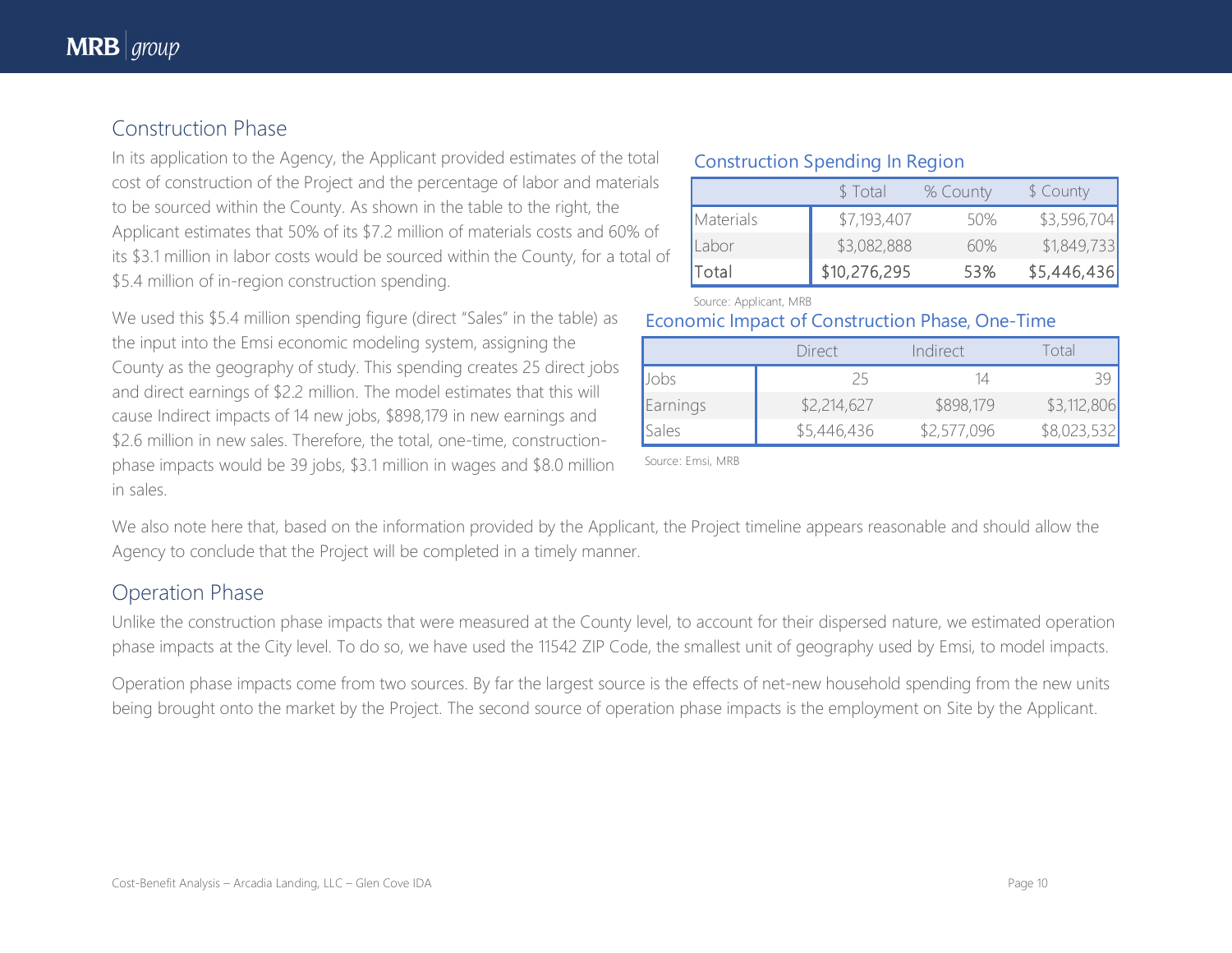## Construction Phase

In its application to the Agency, the Applicant provided estimates of the total cost of construction of the Project and the percentage of labor and materials to be sourced within the County. As shown in the table to the right, the Applicant estimates that 50% of its $7.2 million of materials costs and 60% of its $3.1 million in labor costs would be sourced within the County, for a total of $5.4 million of in-region construction spending.

### Construction Spending In Region

| | $ Total | % County | $ County |
|---|---|---|---|
| Materials | $7,193,407 | 50% | $3,596,704 |
| Labor | $3,082,888 | 60% | $1,849,733 |
| Total | $10,276,295 | 53% | $5,446,436 |

Source: Applicant, MRB

We used this $5.4 million spending figure (direct "Sales" in the table) as the input into the Emsi economic modeling system, assigning the County as the geography of study. This spending creates 25 direct jobs and direct earnings of $2.2 million. The model estimates that this will cause Indirect impacts of 14 new jobs, $898,179 in new earnings and $2.6 million in new sales. Therefore, the total, one-time, construction-phase impacts would be 39 jobs, $3.1 million in wages and $8.0 million in sales.

### Economic Impact of Construction Phase, One-Time

| | Direct | Indirect | Total |
|---|---|---|---|
| Jobs | 25 | 14 | 39 |
| Earnings | $2,214,627 | $898,179 | $3,112,806 |
| Sales | $5,446,436 | $2,577,096 | $8,023,532 |

Source: Emsi, MRB

We also note here that, based on the information provided by the Applicant, the Project timeline appears reasonable and should allow the Agency to conclude that the Project will be completed in a timely manner.

## Operation Phase

Unlike the construction phase impacts that were measured at the County level, to account for their dispersed nature, we estimated operation phase impacts at the City level. To do so, we have used the 11542 ZIP Code, the smallest unit of geography used by Emsi, to model impacts.

Operation phase impacts come from two sources. By far the largest source is the effects of net-new household spending from the new units being brought onto the market by the Project. The second source of operation phase impacts is the employment on Site by the Applicant.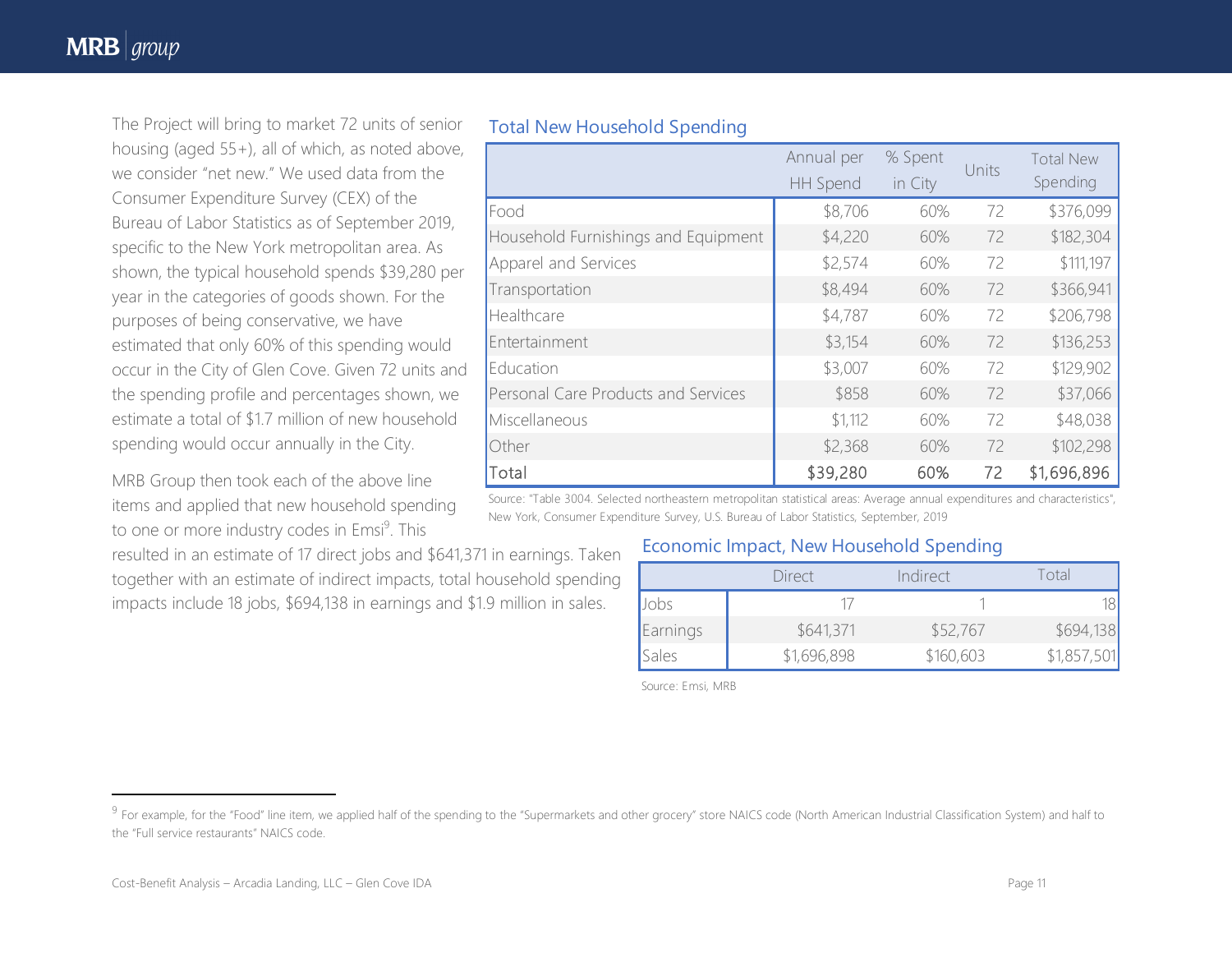The Project will bring to market 72 units of senior housing (aged 55+), all of which, as noted above, we consider "net new." We used data from the Consumer Expenditure Survey (CEX) of the Bureau of Labor Statistics as of September 2019, specific to the New York metropolitan area. As shown, the typical household spends $39,280 per year in the categories of goods shown. For the purposes of being conservative, we have estimated that only 60% of this spending would occur in the City of Glen Cove. Given 72 units and the spending profile and percentages shown, we estimate a total of $1.7 million of new household spending would occur annually in the City.

### Total New Household Spending

| | Annual per HH Spend | % Spent in City | Units | Total New Spending |
|---|---|---|---|---|
| Food | $8,706 | 60% | 72 | $376,099 |
| Household Furnishings and Equipment | $4,220 | 60% | 72 | $182,304 |
| Apparel and Services | $2,574 | 60% | 72 | $111,197 |
| Transportation | $8,494 | 60% | 72 | $366,941 |
| Healthcare | $4,787 | 60% | 72 | $206,798 |
| Entertainment | $3,154 | 60% | 72 | $136,253 |
| Education | $3,007 | 60% | 72 | $129,902 |
| Personal Care Products and Services | $858 | 60% | 72 | $37,066 |
| Miscellaneous | $1,112 | 60% | 72 | $48,038 |
| Other | $2,368 | 60% | 72 | $102,298 |
| Total | $39,280 | 60% | 72 | $1,696,896 |

Source: "Table 3004. Selected northeastern metropolitan statistical areas: Average annual expenditures and characteristics", New York, Consumer Expenditure Survey, U.S. Bureau of Labor Statistics, September, 2019

MRB Group then took each of the above line items and applied that new household spending to one or more industry codes in Emsi[9]. This resulted in an estimate of 17 direct jobs and $641,371 in earnings. Taken together with an estimate of indirect impacts, total household spending impacts include 18 jobs, $694,138 in earnings and $1.9 million in sales.

### Economic Impact, New Household Spending

| | Direct | Indirect | Total |
|---|---|---|---|
| Jobs | 17 | 1 | 18 |
| Earnings | $641,371 | $52,767 | $694,138 |
| Sales | $1,696,898 | $160,603 | $1,857,501 |

Source: Emsi, MRB

[9] For example, for the "Food" line item, we applied half of the spending to the "Supermarkets and other grocery" store NAICS code (North American Industrial Classification System) and half to the "Full service restaurants" NAICS code.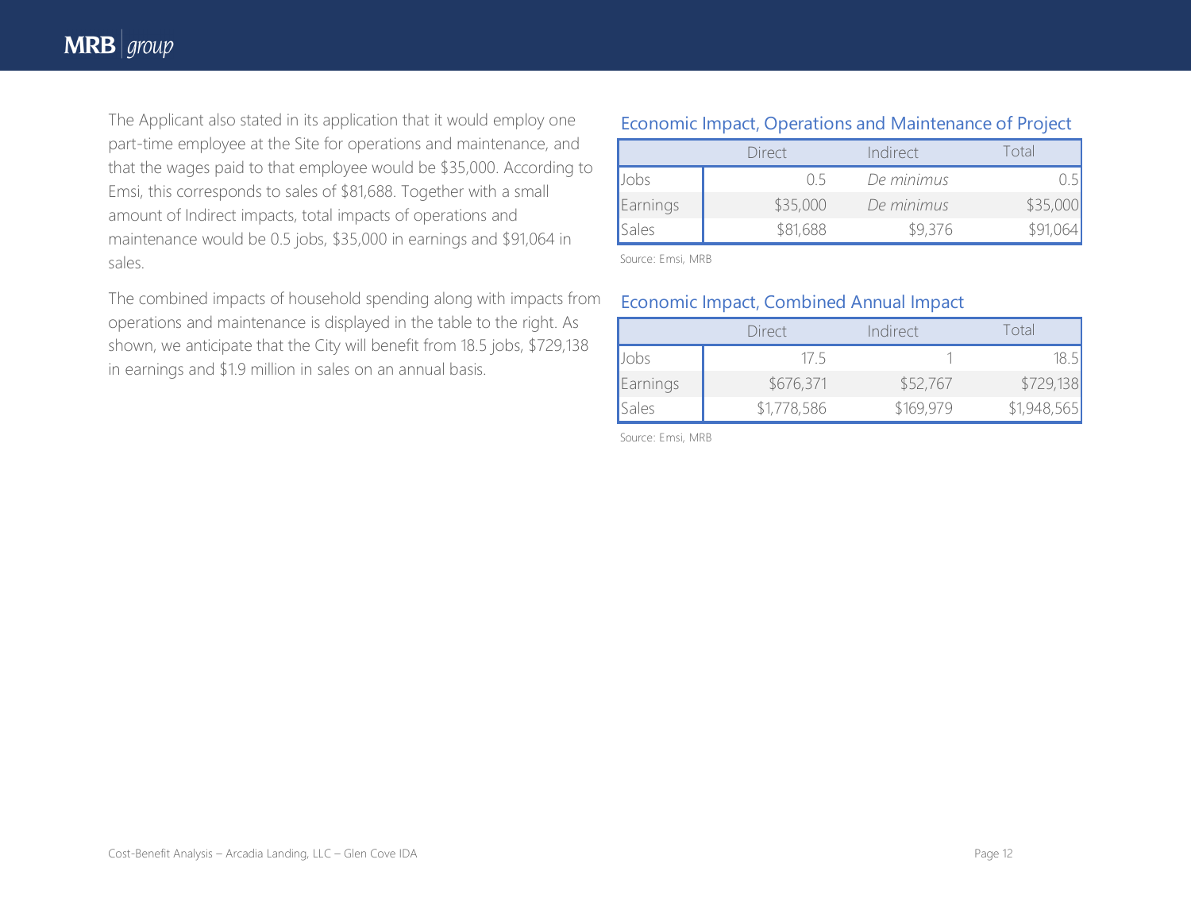The Applicant also stated in its application that it would employ one part-time employee at the Site for operations and maintenance, and that the wages paid to that employee would be $35,000. According to Emsi, this corresponds to sales of $81,688. Together with a small amount of Indirect impacts, total impacts of operations and maintenance would be 0.5 jobs, $35,000 in earnings and $91,064 in sales.

The combined impacts of household spending along with impacts from operations and maintenance is displayed in the table to the right. As shown, we anticipate that the City will benefit from 18.5 jobs, $729,138 in earnings and $1.9 million in sales on an annual basis.

### Economic Impact, Operations and Maintenance of Project

| | Direct | Indirect | Total |
|---|---|---|---|
| Jobs | 0.5 | *De minimus* | 0.5 |
| Earnings | $35,000 | *De minimus* | $35,000 |
| Sales | $81,688 | $9,376 | $91,064 |

Source: Emsi, MRB

### Economic Impact, Combined Annual Impact

| | Direct | Indirect | Total |
|---|---|---|---|
| Jobs | 17.5 | 1 | 18.5 |
| Earnings | $676,371 | $52,767 | $729,138 |
| Sales | $1,778,586 | $169,979 | $1,948,565 |

Source: Emsi, MRB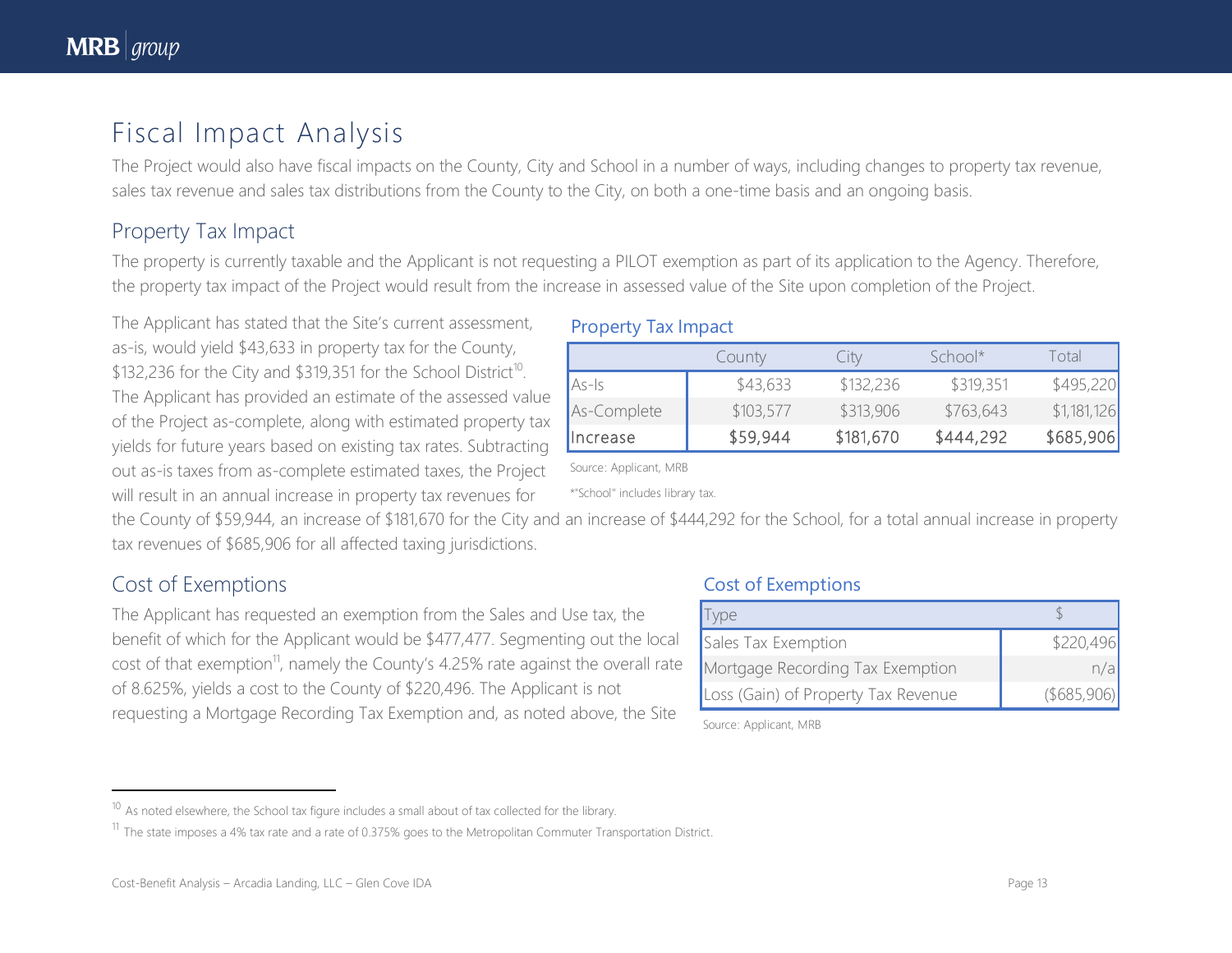# Fiscal Impact Analysis

The Project would also have fiscal impacts on the County, City and School in a number of ways, including changes to property tax revenue, sales tax revenue and sales tax distributions from the County to the City, on both a one-time basis and an ongoing basis.

## Property Tax Impact

The property is currently taxable and the Applicant is not requesting a PILOT exemption as part of its application to the Agency. Therefore, the property tax impact of the Project would result from the increase in assessed value of the Site upon completion of the Project.

The Applicant has stated that the Site's current assessment, as-is, would yield $43,633 in property tax for the County, $132,236 for the City and $319,351 for the School District[10]. The Applicant has provided an estimate of the assessed value of the Project as-complete, along with estimated property tax yields for future years based on existing tax rates. Subtracting out as-is taxes from as-complete estimated taxes, the Project will result in an annual increase in property tax revenues for the County of $59,944, an increase of $181,670 for the City and an increase of $444,292 for the School, for a total annual increase in property tax revenues of $685,906 for all affected taxing jurisdictions.

### Property Tax Impact

| | County | City | School* | Total |
|---|---|---|---|---|
| As-Is | $43,633 | $132,236 | $319,351 | $495,220 |
| As-Complete | $103,577 | $313,906 | $763,643 | $1,181,126 |
| Increase | $59,944 | $181,670 | $444,292 | $685,906 |

Source: Applicant, MRB

*"School" includes library tax.

## Cost of Exemptions

The Applicant has requested an exemption from the Sales and Use tax, the benefit of which for the Applicant would be $477,477. Segmenting out the local cost of that exemption[11], namely the County's 4.25% rate against the overall rate of 8.625%, yields a cost to the County of $220,496. The Applicant is not requesting a Mortgage Recording Tax Exemption and, as noted above, the Site

### Cost of Exemptions

| Type | $ |
|---|---|
| Sales Tax Exemption | $220,496 |
| Mortgage Recording Tax Exemption | n/a |
| Loss (Gain) of Property Tax Revenue | ($685,906) |

Source: Applicant, MRB

[10] As noted elsewhere, the School tax figure includes a small about of tax collected for the library.

[11] The state imposes a 4% tax rate and a rate of 0.375% goes to the Metropolitan Commuter Transportation District.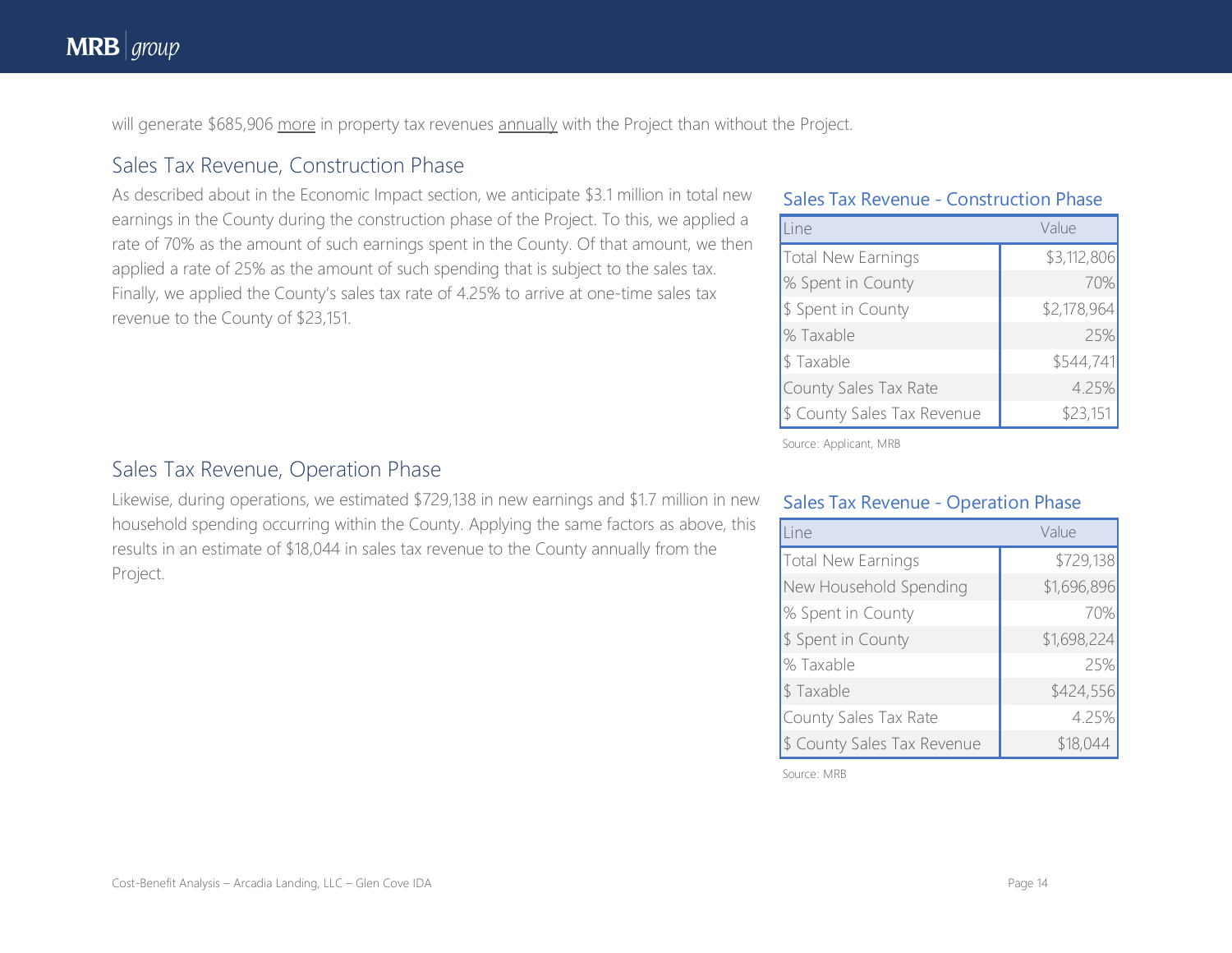will generate $685,906 more in property tax revenues annually with the Project than without the Project.

## Sales Tax Revenue, Construction Phase

As described about in the Economic Impact section, we anticipate $3.1 million in total new earnings in the County during the construction phase of the Project. To this, we applied a rate of 70% as the amount of such earnings spent in the County. Of that amount, we then applied a rate of 25% as the amount of such spending that is subject to the sales tax. Finally, we applied the County's sales tax rate of 4.25% to arrive at one-time sales tax revenue to the County of $23,151.

### Sales Tax Revenue - Construction Phase

| Line | Value |
|---|---|
| Total New Earnings | $3,112,806 |
| % Spent in County | 70% |
| $ Spent in County | $2,178,964 |
| % Taxable | 25% |
| $ Taxable | $544,741 |
| County Sales Tax Rate | 4.25% |
| $ County Sales Tax Revenue | $23,151 |

Source: Applicant, MRB

## Sales Tax Revenue, Operation Phase

Likewise, during operations, we estimated $729,138 in new earnings and $1.7 million in new household spending occurring within the County. Applying the same factors as above, this results in an estimate of $18,044 in sales tax revenue to the County annually from the Project.

### Sales Tax Revenue - Operation Phase

| Line | Value |
|---|---|
| Total New Earnings | $729,138 |
| New Household Spending | $1,696,896 |
| % Spent in County | 70% |
| $ Spent in County | $1,698,224 |
| % Taxable | 25% |
| $ Taxable | $424,556 |
| County Sales Tax Rate | 4.25% |
| $ County Sales Tax Revenue | $18,044 |

Source: MRB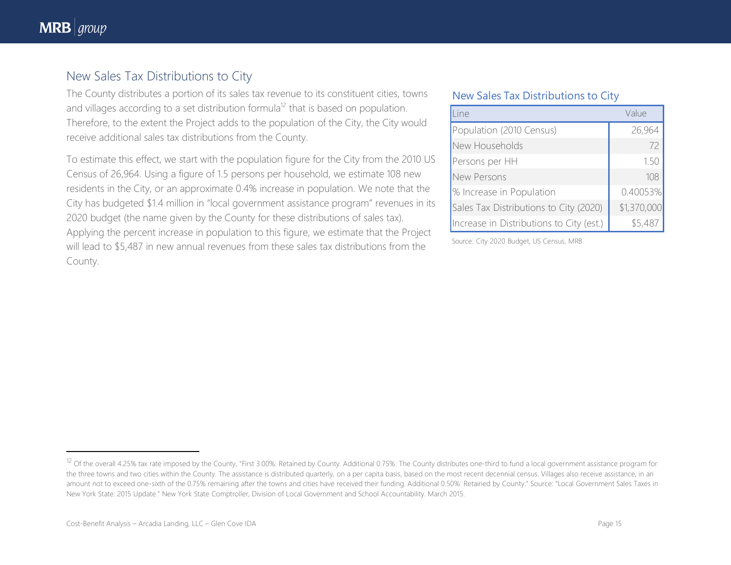## New Sales Tax Distributions to City

The County distributes a portion of its sales tax revenue to its constituent cities, towns and villages according to a set distribution formula[12] that is based on population. Therefore, to the extent the Project adds to the population of the City, the City would receive additional sales tax distributions from the County.

To estimate this effect, we start with the population figure for the City from the 2010 US Census of 26,964. Using a figure of 1.5 persons per household, we estimate 108 new residents in the City, or an approximate 0.4% increase in population. We note that the City has budgeted $1.4 million in "local government assistance program" revenues in its 2020 budget (the name given by the County for these distributions of sales tax). Applying the percent increase in population to this figure, we estimate that the Project will lead to $5,487 in new annual revenues from these sales tax distributions from the County.

### New Sales Tax Distributions to City

| Line | Value |
|---|---|
| Population (2010 Census) | 26,964 |
| New Households | 72 |
| Persons per HH | 1.50 |
| New Persons | 108 |
| % Increase in Population | 0.40053% |
| Sales Tax Distributions to City (2020) | $1,370,000 |
| Increase in Distributions to City (est.) | $5,487 |

Source: City 2020 Budget, US Census, MRB

[12] Of the overall 4.25% tax rate imposed by the County, "First 3.00%: Retained by County. Additional 0.75%: The County distributes one-third to fund a local government assistance program for the three towns and two cities within the County. The assistance is distributed quarterly, on a per capita basis, based on the most recent decennial census. Villages also receive assistance, in an amount not to exceed one-sixth of the 0.75% remaining after the towns and cities have received their funding. Additional 0.50%: Retained by County." Source: "Local Government Sales Taxes in New York State: 2015 Update." New York State Comptroller, Division of Local Government and School Accountability. March 2015.